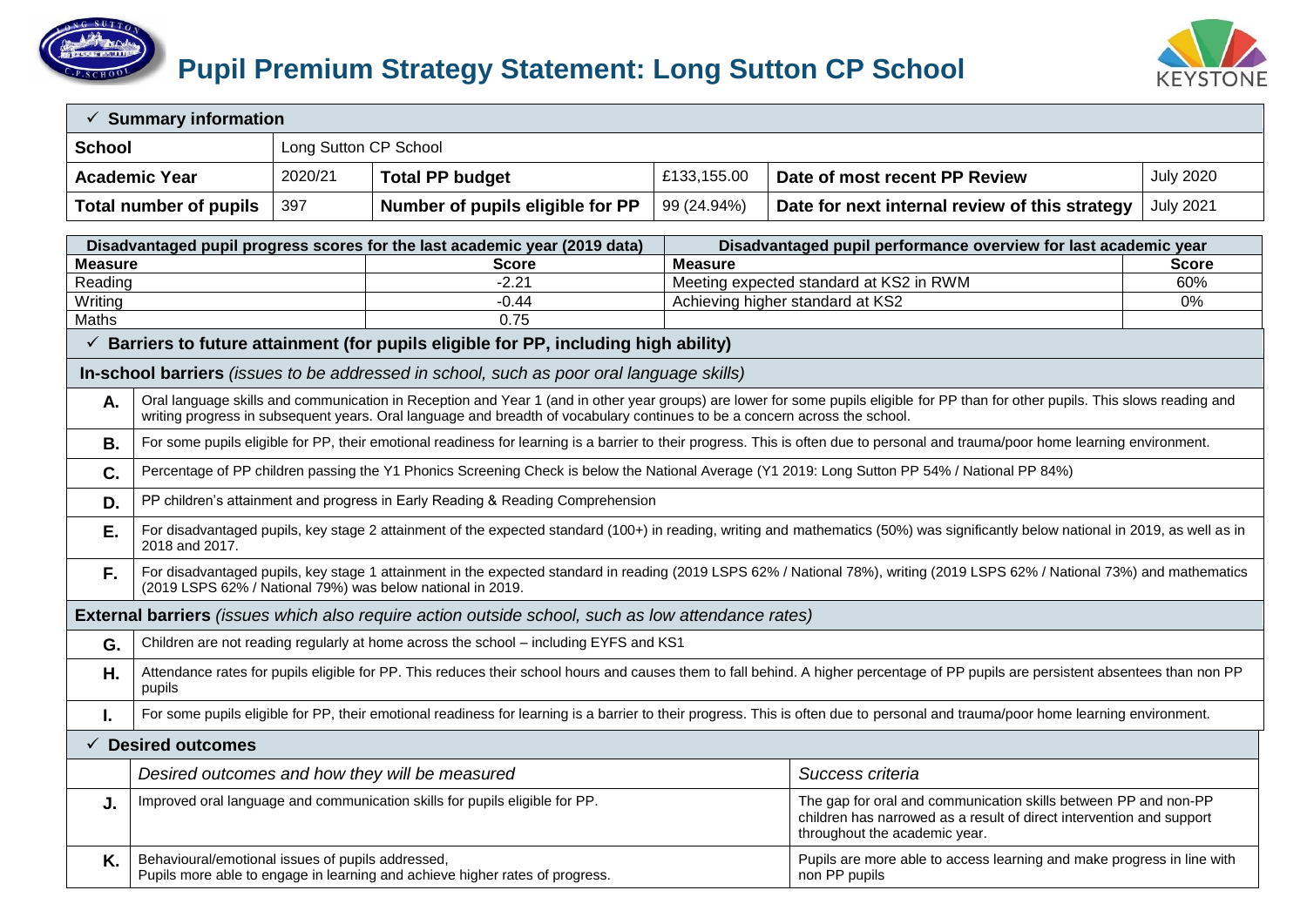# Pupil Premium Strategy Statement: Long Sutton CP School

| ✓ **Summary information** | | | | | |
|---|---|---|---|---|---|
| **School** | Long Sutton CP School | | | | |
| **Academic Year** | 2020/21 | **Total PP budget** | £133,155.00 | **Date of most recent PP Review** | July 2020 |
| **Total number of pupils** | 397 | **Number of pupils eligible for PP** | 99 (24.94%) | **Date for next internal review of this strategy** | July 2021 |

| **Disadvantaged pupil progress scores for the last academic year (2019 data)** | | **Disadvantaged pupil performance overview for last academic year** | |
|---|---|---|---|
| **Measure** | **Score** | **Measure** | **Score** |
| Reading | -2.21 | Meeting expected standard at KS2 in RWM | 60% |
| Writing | -0.44 | Achieving higher standard at KS2 | 0% |
| Maths | 0.75 | | |

## ✓ Barriers to future attainment (for pupils eligible for PP, including high ability)

**In-school barriers** *(issues to be addressed in school, such as poor oral language skills)*

| | |
|---|---|
| **A.** | Oral language skills and communication in Reception and Year 1 (and in other year groups) are lower for some pupils eligible for PP than for other pupils. This slows reading and writing progress in subsequent years. Oral language and breadth of vocabulary continues to be a concern across the school. |
| **B.** | For some pupils eligible for PP, their emotional readiness for learning is a barrier to their progress. This is often due to personal and trauma/poor home learning environment. |
| **C.** | Percentage of PP children passing the Y1 Phonics Screening Check is below the National Average (Y1 2019: Long Sutton PP 54% / National PP 84%) |
| **D.** | PP children's attainment and progress in Early Reading & Reading Comprehension |
| **E.** | For disadvantaged pupils, key stage 2 attainment of the expected standard (100+) in reading, writing and mathematics (50%) was significantly below national in 2019, as well as in 2018 and 2017. |
| **F.** | For disadvantaged pupils, key stage 1 attainment in the expected standard in reading (2019 LSPS 62% / National 78%), writing (2019 LSPS 62% / National 73%) and mathematics (2019 LSPS 62% / National 79%) was below national in 2019. |

**External barriers** *(issues which also require action outside school, such as low attendance rates)*

| | |
|---|---|
| **G.** | Children are not reading regularly at home across the school – including EYFS and KS1 |
| **H.** | Attendance rates for pupils eligible for PP. This reduces their school hours and causes them to fall behind. A higher percentage of PP pupils are persistent absentees than non PP pupils |
| **I.** | For some pupils eligible for PP, their emotional readiness for learning is a barrier to their progress. This is often due to personal and trauma/poor home learning environment. |

## ✓ Desired outcomes

| | *Desired outcomes and how they will be measured* | *Success criteria* |
|---|---|---|
| **J.** | Improved oral language and communication skills for pupils eligible for PP. | The gap for oral and communication skills between PP and non-PP children has narrowed as a result of direct intervention and support throughout the academic year. |
| **K.** | Behavioural/emotional issues of pupils addressed, Pupils more able to engage in learning and achieve higher rates of progress. | Pupils are more able to access learning and make progress in line with non PP pupils |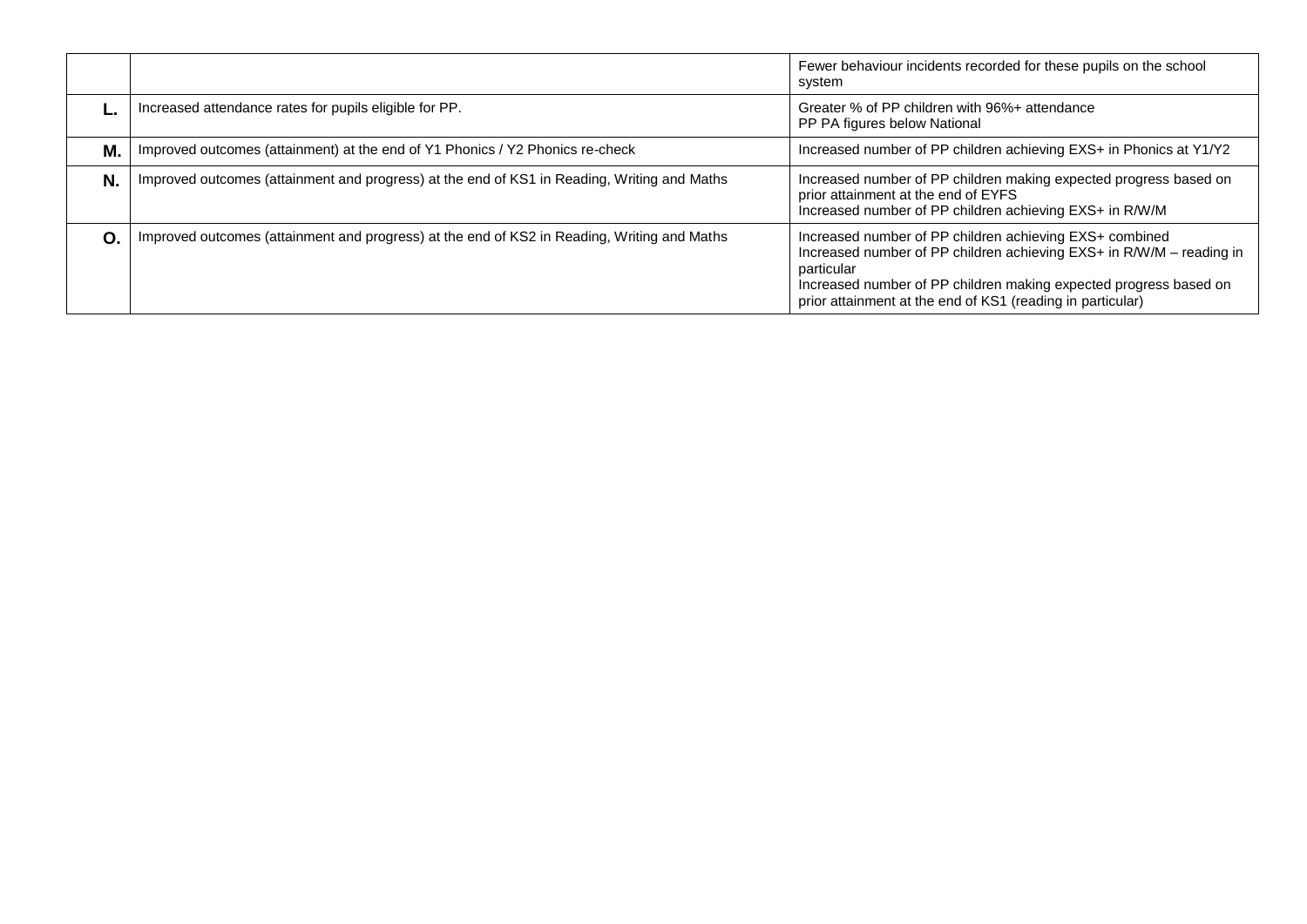| | | |
|---|---|---|
| | | Fewer behaviour incidents recorded for these pupils on the school system |
| **L.** | Increased attendance rates for pupils eligible for PP. | Greater % of PP children with 96%+ attendance<br>PP PA figures below National |
| **M.** | Improved outcomes (attainment) at the end of Y1 Phonics / Y2 Phonics re-check | Increased number of PP children achieving EXS+ in Phonics at Y1/Y2 |
| **N.** | Improved outcomes (attainment and progress) at the end of KS1 in Reading, Writing and Maths | Increased number of PP children making expected progress based on prior attainment at the end of EYFS<br>Increased number of PP children achieving EXS+ in R/W/M |
| **O.** | Improved outcomes (attainment and progress) at the end of KS2 in Reading, Writing and Maths | Increased number of PP children achieving EXS+ combined<br>Increased number of PP children achieving EXS+ in R/W/M – reading in particular<br>Increased number of PP children making expected progress based on prior attainment at the end of KS1 (reading in particular) |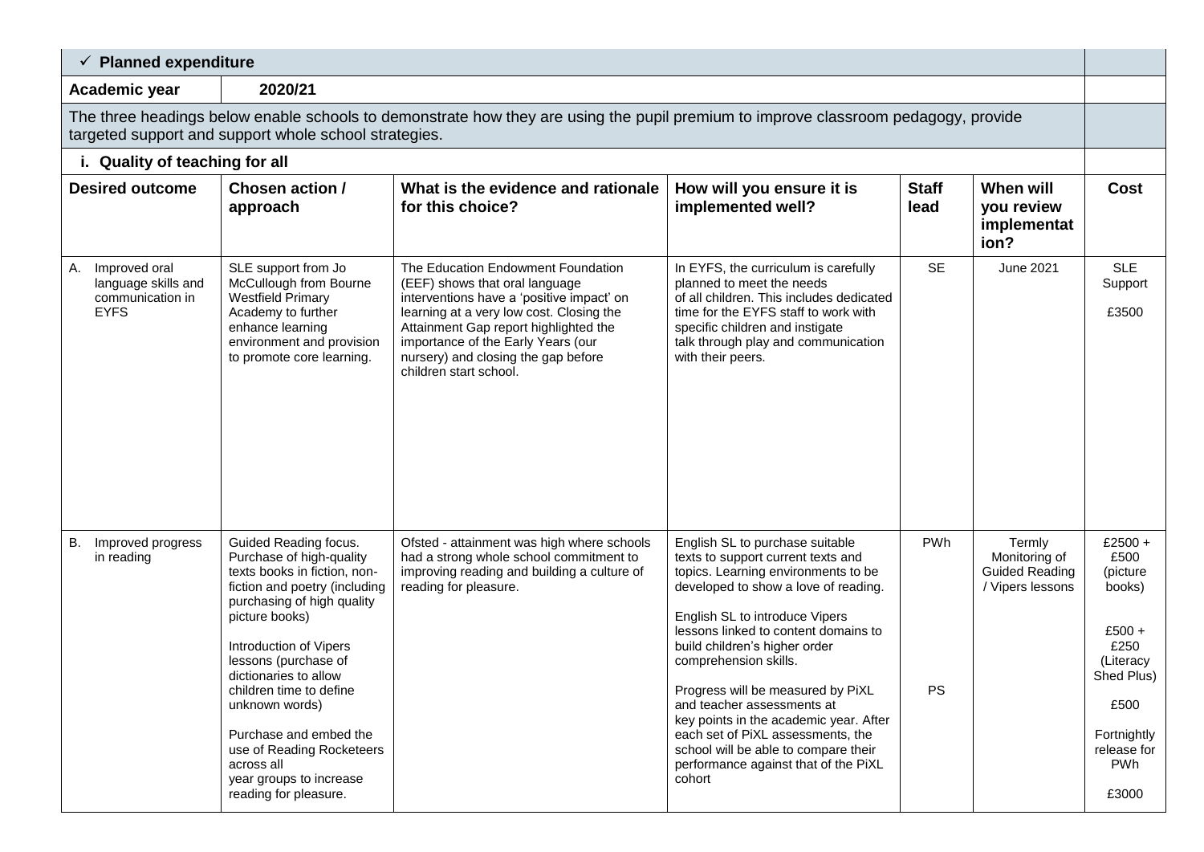| ✓ **Planned expenditure** | | | | | | |
|---|---|---|---|---|---|---|
| **Academic year** | **2020/21** | | | | | |
| The three headings below enable schools to demonstrate how they are using the pupil premium to improve classroom pedagogy, provide targeted support and support whole school strategies. | | | | | | |
| **i. Quality of teaching for all** | | | | | | |
| **Desired outcome** | **Chosen action / approach** | **What is the evidence and rationale for this choice?** | **How will you ensure it is implemented well?** | **Staff lead** | **When will you review implementation?** | **Cost** |
| A. Improved oral language skills and communication in EYFS | SLE support from Jo McCullough from Bourne Westfield Primary Academy to further enhance learning environment and provision to promote core learning. | The Education Endowment Foundation (EEF) shows that oral language interventions have a 'positive impact' on learning at a very low cost. Closing the Attainment Gap report highlighted the importance of the Early Years (our nursery) and closing the gap before children start school. | In EYFS, the curriculum is carefully planned to meet the needs of all children. This includes dedicated time for the EYFS staff to work with specific children and instigate talk through play and communication with their peers. | SE | June 2021 | SLE Support<br><br>£3500 |
| B. Improved progress in reading | Guided Reading focus. Purchase of high-quality texts books in fiction, non-fiction and poetry (including purchasing of high quality picture books)<br><br>Introduction of Vipers lessons (purchase of dictionaries to allow children time to define unknown words)<br><br>Purchase and embed the use of Reading Rocketeers across all year groups to increase reading for pleasure. | Ofsted - attainment was high where schools had a strong whole school commitment to improving reading and building a culture of reading for pleasure. | English SL to purchase suitable texts to support current texts and topics. Learning environments to be developed to show a love of reading.<br><br>English SL to introduce Vipers lessons linked to content domains to build children's higher order comprehension skills.<br><br>Progress will be measured by PiXL and teacher assessments at key points in the academic year. After each set of PiXL assessments, the school will be able to compare their performance against that of the PiXL cohort | PWh<br><br>PS | Termly Monitoring of Guided Reading / Vipers lessons | £2500 + £500 (picture books)<br><br>£500 + £250 (Literacy Shed Plus)<br><br>£500<br><br>Fortnightly release for PWh<br><br>£3000 |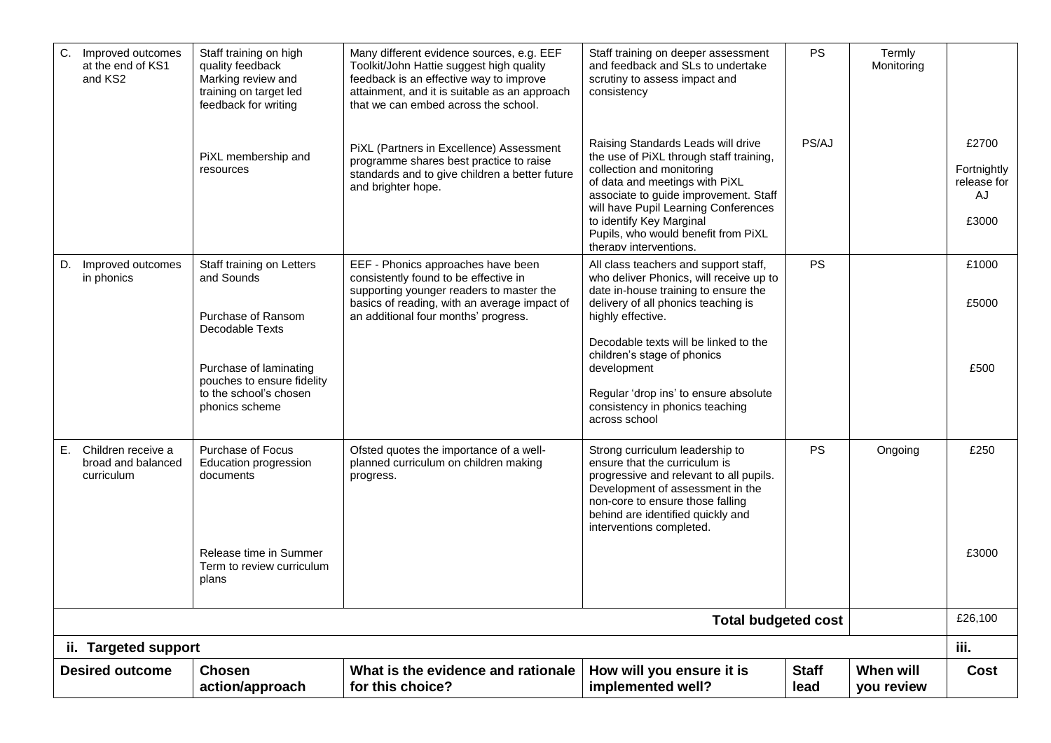| | | | | | | |
|---|---|---|---|---|---|---|
| C. Improved outcomes at the end of KS1 and KS2 | Staff training on high quality feedback Marking review and training on target led feedback for writing | Many different evidence sources, e.g. EEF Toolkit/John Hattie suggest high quality feedback is an effective way to improve attainment, and it is suitable as an approach that we can embed across the school. | Staff training on deeper assessment and feedback and SLs to undertake scrutiny to assess impact and consistency | PS | Termly Monitoring | |
| | PiXL membership and resources | PiXL (Partners in Excellence) Assessment programme shares best practice to raise standards and to give children a better future and brighter hope. | Raising Standards Leads will drive the use of PiXL through staff training, collection and monitoring of data and meetings with PiXL associate to guide improvement. Staff will have Pupil Learning Conferences to identify Key Marginal Pupils, who would benefit from PiXL therapy interventions. | PS/AJ | | £2700<br><br>Fortnightly release for AJ<br><br>£3000 |
| D. Improved outcomes in phonics | Staff training on Letters and Sounds<br><br>Purchase of Ransom Decodable Texts<br><br>Purchase of laminating pouches to ensure fidelity to the school's chosen phonics scheme | EEF - Phonics approaches have been consistently found to be effective in supporting younger readers to master the basics of reading, with an average impact of an additional four months' progress. | All class teachers and support staff, who deliver Phonics, will receive up to date in-house training to ensure the delivery of all phonics teaching is highly effective.<br><br>Decodable texts will be linked to the children's stage of phonics development<br><br>Regular 'drop ins' to ensure absolute consistency in phonics teaching across school | PS | | £1000<br><br>£5000<br><br>£500 |
| E. Children receive a broad and balanced curriculum | Purchase of Focus Education progression documents<br><br>Release time in Summer Term to review curriculum plans | Ofsted quotes the importance of a well-planned curriculum on children making progress. | Strong curriculum leadership to ensure that the curriculum is progressive and relevant to all pupils. Development of assessment in the non-core to ensure those falling behind are identified quickly and interventions completed. | PS | Ongoing | £250<br><br>£3000 |
| | | | | **Total budgeted cost** | | £26,100 |

**ii. Targeted support**

| **Desired outcome** | **Chosen action/approach** | **What is the evidence and rationale for this choice?** | **How will you ensure it is implemented well?** | **Staff lead** | **When will you review** | **iii. Cost** |
|---|---|---|---|---|---|---|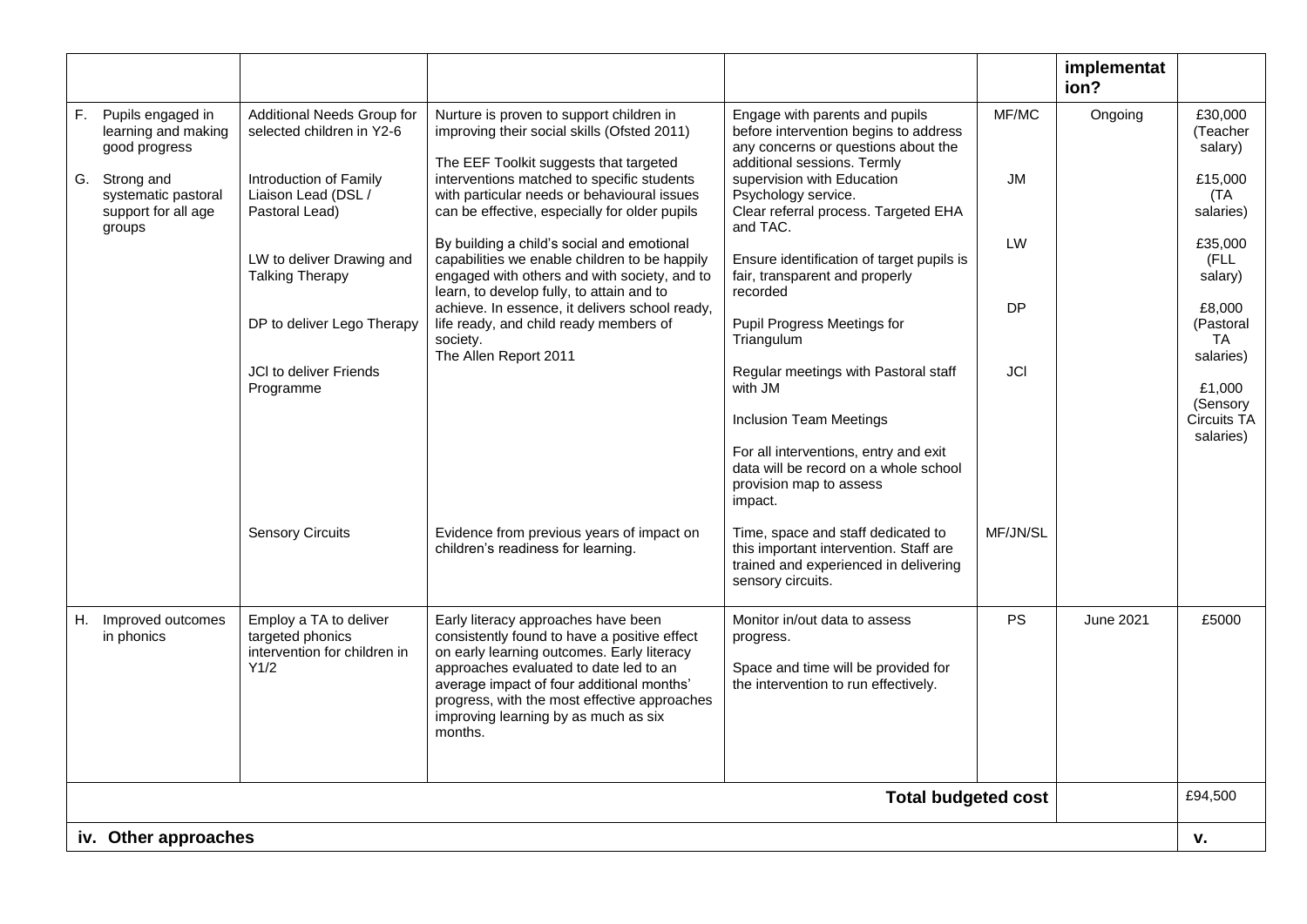| | | | | | implementation? | |
|---|---|---|---|---|---|---|
| F. Pupils engaged in learning and making good progress<br><br>G. Strong and systematic pastoral support for all age groups | Additional Needs Group for selected children in Y2-6<br><br>Introduction of Family Liaison Lead (DSL / Pastoral Lead)<br><br>LW to deliver Drawing and Talking Therapy<br><br>DP to deliver Lego Therapy<br><br>JCl to deliver Friends Programme | Nurture is proven to support children in improving their social skills (Ofsted 2011)<br><br>The EEF Toolkit suggests that targeted interventions matched to specific students with particular needs or behavioural issues can be effective, especially for older pupils<br><br>By building a child's social and emotional capabilities we enable children to be happily engaged with others and with society, and to learn, to develop fully, to attain and to achieve. In essence, it delivers school ready, life ready, and child ready members of society.<br>The Allen Report 2011 | Engage with parents and pupils before intervention begins to address any concerns or questions about the additional sessions. Termly supervision with Education Psychology service.<br>Clear referral process. Targeted EHA and TAC.<br><br>Ensure identification of target pupils is fair, transparent and properly recorded<br><br>Pupil Progress Meetings for Triangulum<br><br>Regular meetings with Pastoral staff with JM<br><br>Inclusion Team Meetings<br><br>For all interventions, entry and exit data will be record on a whole school provision map to assess impact. | MF/MC<br><br>JM<br><br>LW<br><br>DP<br><br>JCl | Ongoing | £30,000 (Teacher salary)<br><br>£15,000 (TA salaries)<br><br>£35,000 (FLL salary)<br><br>£8,000 (Pastoral TA salaries)<br><br>£1,000 (Sensory Circuits TA salaries) |
| | Sensory Circuits | Evidence from previous years of impact on children's readiness for learning. | Time, space and staff dedicated to this important intervention. Staff are trained and experienced in delivering sensory circuits. | MF/JN/SL | | |
| H. Improved outcomes in phonics | Employ a TA to deliver targeted phonics intervention for children in Y1/2 | Early literacy approaches have been consistently found to have a positive effect on early learning outcomes. Early literacy approaches evaluated to date led to an average impact of four additional months' progress, with the most effective approaches improving learning by as much as six months. | Monitor in/out data to assess progress.<br><br>Space and time will be provided for the intervention to run effectively. | PS | June 2021 | £5000 |
| | | | | **Total budgeted cost** | | £94,500 |
| **iv. Other approaches** | | | | | | **v.** |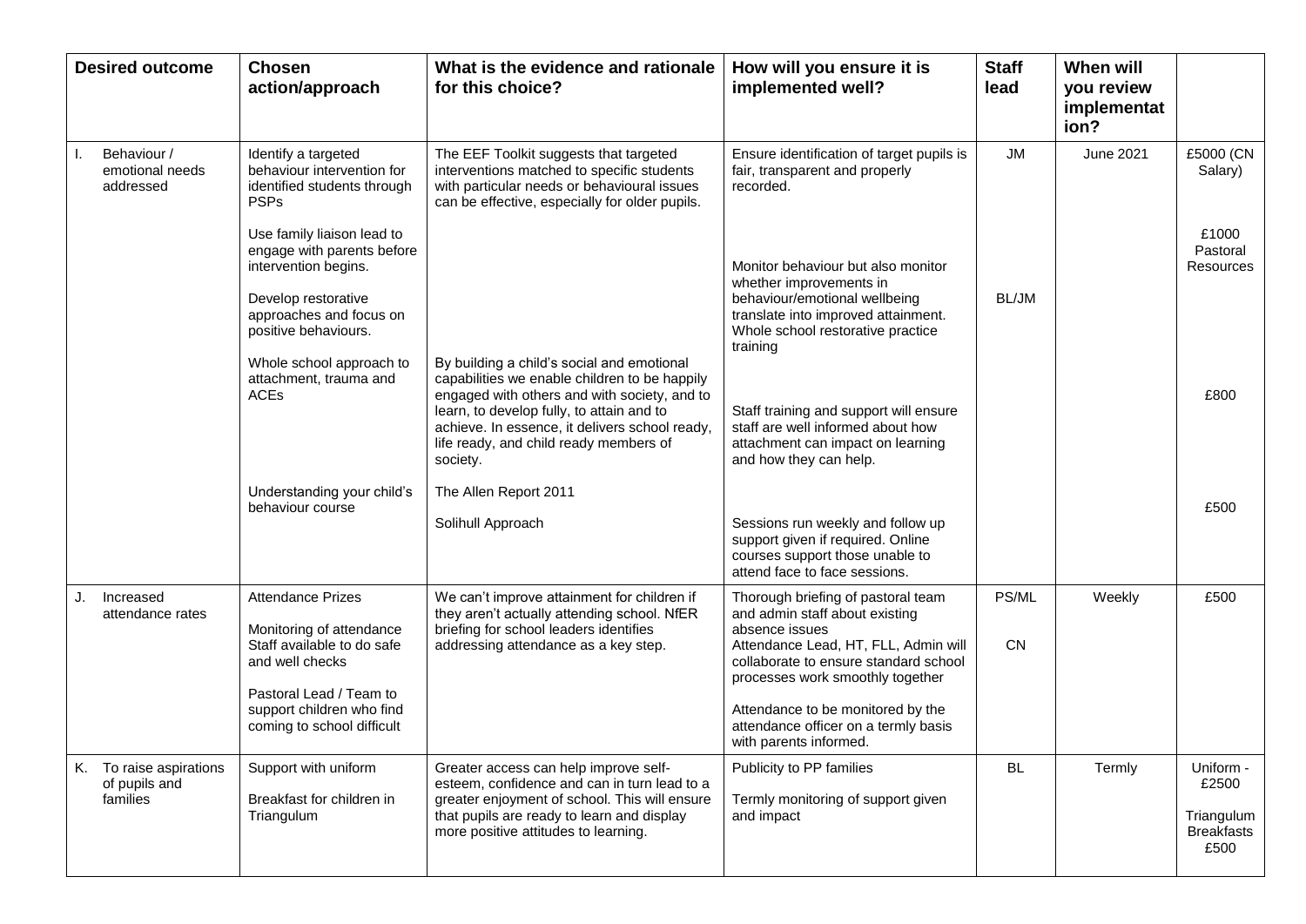| Desired outcome | Chosen action/approach | What is the evidence and rationale for this choice? | How will you ensure it is implemented well? | Staff lead | When will you review implementation? | |
|---|---|---|---|---|---|---|
| I. Behaviour / emotional needs addressed | Identify a targeted behaviour intervention for identified students through PSPs<br><br>Use family liaison lead to engage with parents before intervention begins.<br><br>Develop restorative approaches and focus on positive behaviours.<br><br>Whole school approach to attachment, trauma and ACEs<br><br>Understanding your child's behaviour course | The EEF Toolkit suggests that targeted interventions matched to specific students with particular needs or behavioural issues can be effective, especially for older pupils.<br><br>By building a child's social and emotional capabilities we enable children to be happily engaged with others and with society, and to learn, to develop fully, to attain and to achieve. In essence, it delivers school ready, life ready, and child ready members of society.<br><br>The Allen Report 2011<br><br>Solihull Approach | Ensure identification of target pupils is fair, transparent and properly recorded.<br><br>Monitor behaviour but also monitor whether improvements in behaviour/emotional wellbeing translate into improved attainment. Whole school restorative practice training<br><br>Staff training and support will ensure staff are well informed about how attachment can impact on learning and how they can help.<br><br>Sessions run weekly and follow up support given if required. Online courses support those unable to attend face to face sessions. | JM<br><br>BL/JM | June 2021 | £5000 (CN Salary)<br><br>£1000 Pastoral Resources<br><br>£800<br><br>£500 |
| J. Increased attendance rates | Attendance Prizes<br><br>Monitoring of attendance Staff available to do safe and well checks<br><br>Pastoral Lead / Team to support children who find coming to school difficult | We can't improve attainment for children if they aren't actually attending school. NfER briefing for school leaders identifies addressing attendance as a key step. | Thorough briefing of pastoral team and admin staff about existing absence issues<br>Attendance Lead, HT, FLL, Admin will collaborate to ensure standard school processes work smoothly together<br><br>Attendance to be monitored by the attendance officer on a termly basis with parents informed. | PS/ML<br><br>CN | Weekly | £500 |
| K. To raise aspirations of pupils and families | Support with uniform<br><br>Breakfast for children in Triangulum | Greater access can help improve self-esteem, confidence and can in turn lead to a greater enjoyment of school. This will ensure that pupils are ready to learn and display more positive attitudes to learning. | Publicity to PP families<br><br>Termly monitoring of support given and impact | BL | Termly | Uniform - £2500<br><br>Triangulum Breakfasts £500 |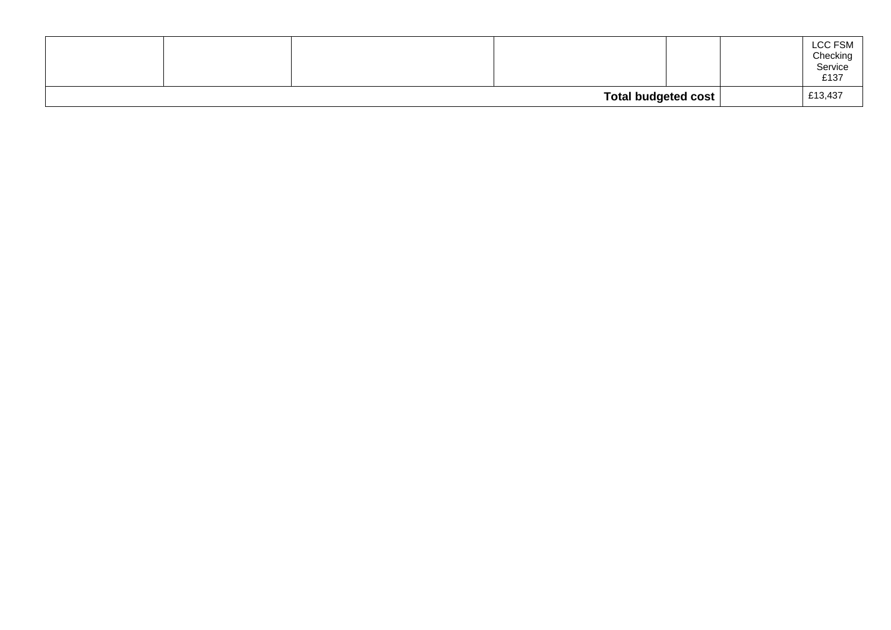| | | | | | | |
|---|---|---|---|---|---|---|
| | | | | | | LCC FSM Checking Service £137 |
| | | | | **Total budgeted cost** | | £13,437 |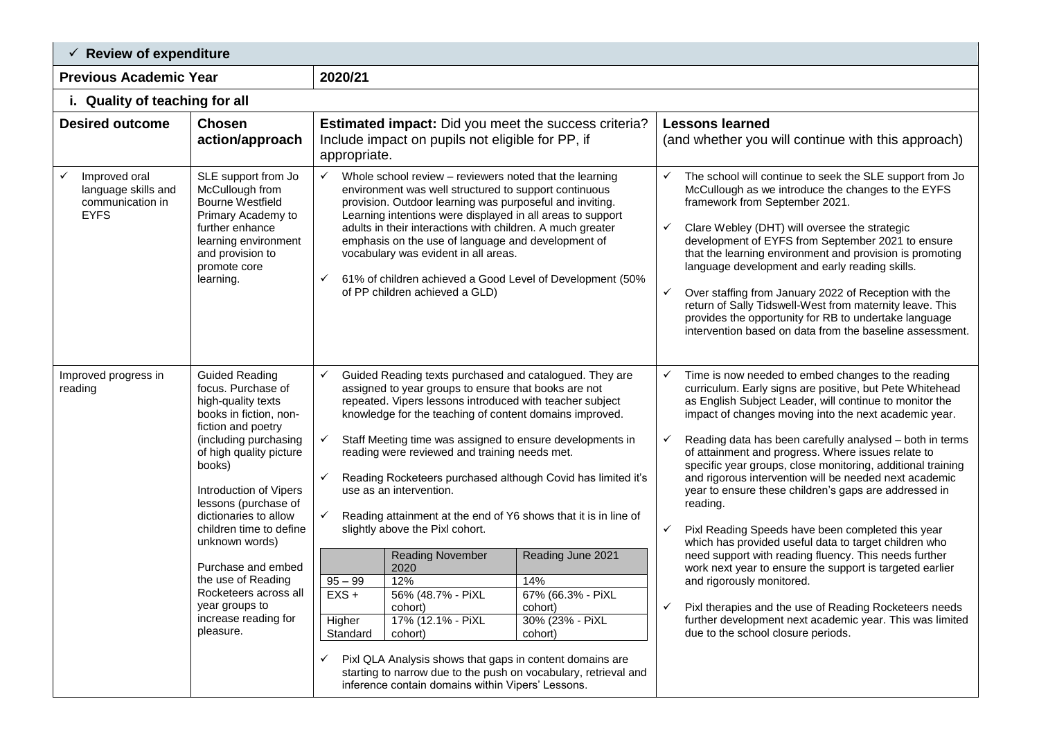## ✓ Review of expenditure

| Previous Academic Year | 2020/21 |
|---|---|

### i. Quality of teaching for all

| Desired outcome | Chosen action/approach | Estimated impact: Did you meet the success criteria? Include impact on pupils not eligible for PP, if appropriate. | Lessons learned (and whether you will continue with this approach) |
|---|---|---|---|
| ✓ Improved oral language skills and communication in EYFS | SLE support from Jo McCullough from Bourne Westfield Primary Academy to further enhance learning environment and provision to promote core learning. | ✓ Whole school review – reviewers noted that the learning environment was well structured to support continuous provision. Outdoor learning was purposeful and inviting. Learning intentions were displayed in all areas to support adults in their interactions with children. A much greater emphasis on the use of language and development of vocabulary was evident in all areas.<br><br>✓ 61% of children achieved a Good Level of Development (50% of PP children achieved a GLD) | ✓ The school will continue to seek the SLE support from Jo McCullough as we introduce the changes to the EYFS framework from September 2021.<br><br>✓ Clare Webley (DHT) will oversee the strategic development of EYFS from September 2021 to ensure that the learning environment and provision is promoting language development and early reading skills.<br><br>✓ Over staffing from January 2022 of Reception with the return of Sally Tidswell-West from maternity leave. This provides the opportunity for RB to undertake language intervention based on data from the baseline assessment. |
| Improved progress in reading | Guided Reading focus. Purchase of high-quality texts books in fiction, non-fiction and poetry (including purchasing of high quality picture books)<br><br>Introduction of Vipers lessons (purchase of dictionaries to allow children time to define unknown words)<br><br>Purchase and embed the use of Reading Rocketeers across all year groups to increase reading for pleasure. | ✓ Guided Reading texts purchased and catalogued. They are assigned to year groups to ensure that books are not repeated. Vipers lessons introduced with teacher subject knowledge for the teaching of content domains improved.<br><br>✓ Staff Meeting time was assigned to ensure developments in reading were reviewed and training needs met.<br><br>✓ Reading Rocketeers purchased although Covid has limited it's use as an intervention.<br><br>✓ Reading attainment at the end of Y6 shows that it is in line of slightly above the Pixl cohort.<br><br>(  ) \| Reading November 2020 \| Reading June 2021<br>95 – 99 \| 12% \| 14%<br>EXS + \| 56% (48.7% - PiXL cohort) \| 67% (66.3% - PiXL cohort)<br>Higher Standard \| 17% (12.1% - PiXL cohort) \| 30% (23% - PiXL cohort)<br><br>✓ Pixl QLA Analysis shows that gaps in content domains are starting to narrow due to the push on vocabulary, retrieval and inference contain domains within Vipers' Lessons. | ✓ Time is now needed to embed changes to the reading curriculum. Early signs are positive, but Pete Whitehead as English Subject Leader, will continue to monitor the impact of changes moving into the next academic year.<br><br>✓ Reading data has been carefully analysed – both in terms of attainment and progress. Where issues relate to specific year groups, close monitoring, additional training and rigorous intervention will be needed next academic year to ensure these children's gaps are addressed in reading.<br><br>✓ Pixl Reading Speeds have been completed this year which has provided useful data to target children who need support with reading fluency. This needs further work next year to ensure the support is targeted earlier and rigorously monitored.<br><br>✓ Pixl therapies and the use of Reading Rocketeers needs further development next academic year. This was limited due to the school closure periods. |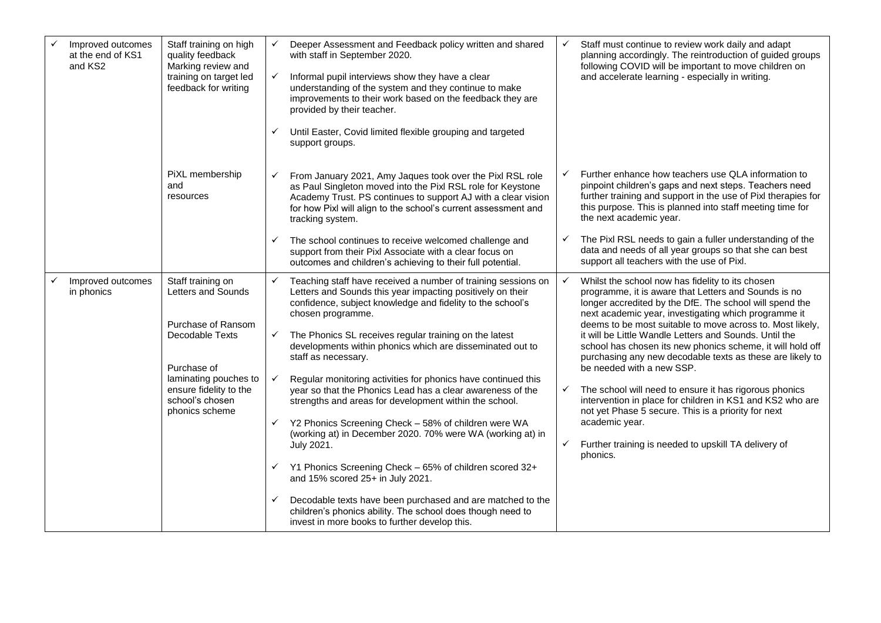| | | | |
|---|---|---|---|
| ✓ Improved outcomes at the end of KS1 and KS2 | Staff training on high quality feedback Marking review and training on target led feedback for writing | ✓ Deeper Assessment and Feedback policy written and shared with staff in September 2020.<br><br>✓ Informal pupil interviews show they have a clear understanding of the system and they continue to make improvements to their work based on the feedback they are provided by their teacher.<br><br>✓ Until Easter, Covid limited flexible grouping and targeted support groups. | ✓ Staff must continue to review work daily and adapt planning accordingly. The reintroduction of guided groups following COVID will be important to move children on and accelerate learning - especially in writing. |
| | PiXL membership and resources | ✓ From January 2021, Amy Jaques took over the Pixl RSL role as Paul Singleton moved into the Pixl RSL role for Keystone Academy Trust. PS continues to support AJ with a clear vision for how Pixl will align to the school's current assessment and tracking system.<br><br>✓ The school continues to receive welcomed challenge and support from their Pixl Associate with a clear focus on outcomes and children's achieving to their full potential. | ✓ Further enhance how teachers use QLA information to pinpoint children's gaps and next steps. Teachers need further training and support in the use of Pixl therapies for this purpose. This is planned into staff meeting time for the next academic year.<br><br>✓ The Pixl RSL needs to gain a fuller understanding of the data and needs of all year groups so that she can best support all teachers with the use of Pixl. |
| ✓ Improved outcomes in phonics | Staff training on Letters and Sounds<br><br>Purchase of Ransom Decodable Texts<br><br>Purchase of laminating pouches to ensure fidelity to the school's chosen phonics scheme | ✓ Teaching staff have received a number of training sessions on Letters and Sounds this year impacting positively on their confidence, subject knowledge and fidelity to the school's chosen programme.<br><br>✓ The Phonics SL receives regular training on the latest developments within phonics which are disseminated out to staff as necessary.<br><br>✓ Regular monitoring activities for phonics have continued this year so that the Phonics Lead has a clear awareness of the strengths and areas for development within the school.<br><br>✓ Y2 Phonics Screening Check – 58% of children were WA (working at) in December 2020. 70% were WA (working at) in July 2021.<br><br>✓ Y1 Phonics Screening Check – 65% of children scored 32+ and 15% scored 25+ in July 2021.<br><br>✓ Decodable texts have been purchased and are matched to the children's phonics ability. The school does though need to invest in more books to further develop this. | ✓ Whilst the school now has fidelity to its chosen programme, it is aware that Letters and Sounds is no longer accredited by the DfE. The school will spend the next academic year, investigating which programme it deems to be most suitable to move across to. Most likely, it will be Little Wandle Letters and Sounds. Until the school has chosen its new phonics scheme, it will hold off purchasing any new decodable texts as these are likely to be needed with a new SSP.<br><br>✓ The school will need to ensure it has rigorous phonics intervention in place for children in KS1 and KS2 who are not yet Phase 5 secure. This is a priority for next academic year.<br><br>✓ Further training is needed to upskill TA delivery of phonics. |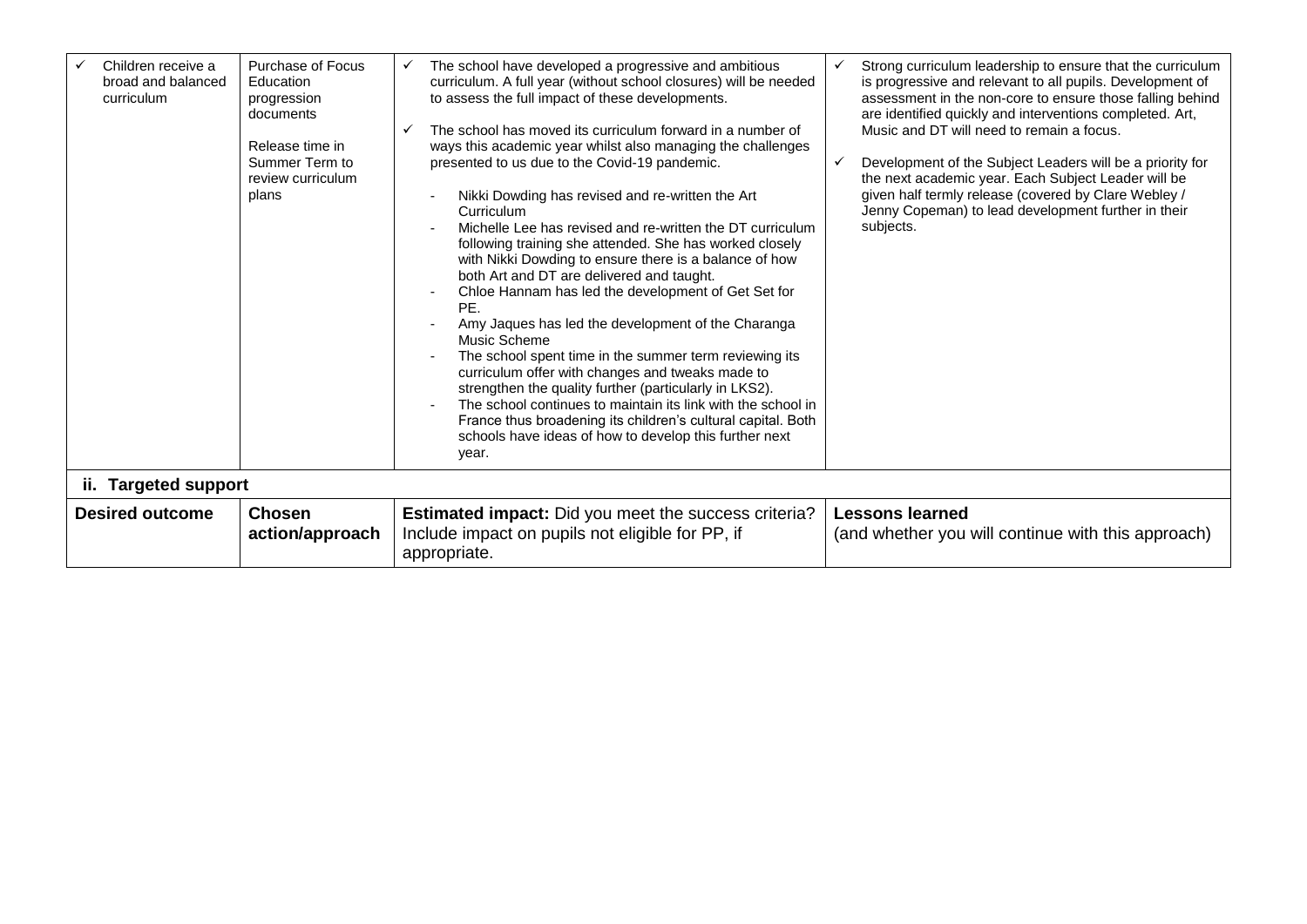| | | | |
|---|---|---|---|
| ✓ Children receive a broad and balanced curriculum | Purchase of Focus Education progression documents<br><br>Release time in Summer Term to review curriculum plans | ✓ The school have developed a progressive and ambitious curriculum. A full year (without school closures) will be needed to assess the full impact of these developments.<br><br>✓ The school has moved its curriculum forward in a number of ways this academic year whilst also managing the challenges presented to us due to the Covid-19 pandemic.<br><br>- Nikki Dowding has revised and re-written the Art Curriculum<br>- Michelle Lee has revised and re-written the DT curriculum following training she attended. She has worked closely with Nikki Dowding to ensure there is a balance of how both Art and DT are delivered and taught.<br>- Chloe Hannam has led the development of Get Set for PE.<br>- Amy Jaques has led the development of the Charanga Music Scheme<br>- The school spent time in the summer term reviewing its curriculum offer with changes and tweaks made to strengthen the quality further (particularly in LKS2).<br>- The school continues to maintain its link with the school in France thus broadening its children's cultural capital. Both schools have ideas of how to develop this further next year. | ✓ Strong curriculum leadership to ensure that the curriculum is progressive and relevant to all pupils. Development of assessment in the non-core to ensure those falling behind are identified quickly and interventions completed. Art, Music and DT will need to remain a focus.<br><br>✓ Development of the Subject Leaders will be a priority for the next academic year. Each Subject Leader will be given half termly release (covered by Clare Webley / Jenny Copeman) to lead development further in their subjects. |
| **ii. Targeted support** | | | |
| **Desired outcome** | **Chosen action/approach** | **Estimated impact:** Did you meet the success criteria? Include impact on pupils not eligible for PP, if appropriate. | **Lessons learned**<br>(and whether you will continue with this approach) |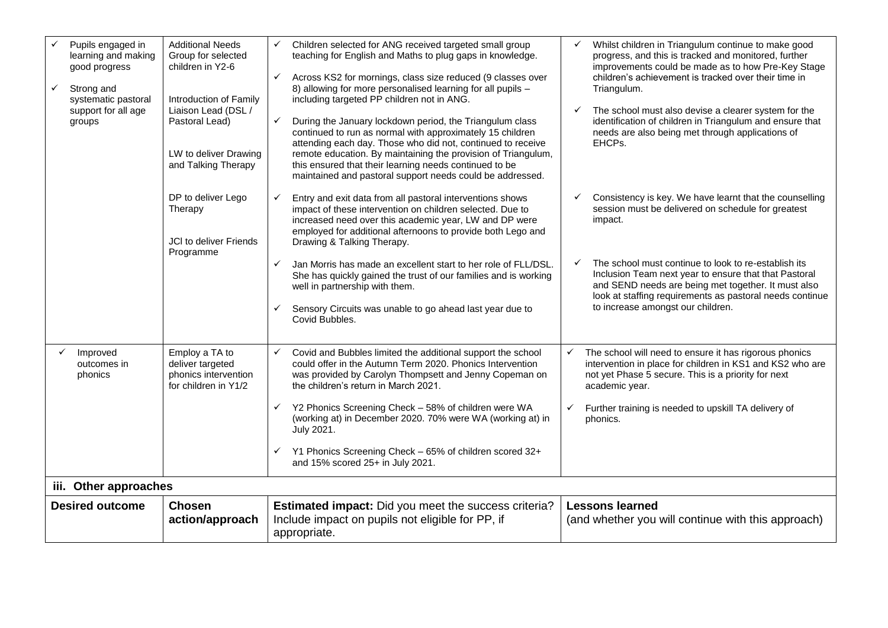| | | | |
|---|---|---|---|
| ✓ Pupils engaged in learning and making good progress<br><br>✓ Strong and systematic pastoral support for all age groups | Additional Needs Group for selected children in Y2-6<br><br>Introduction of Family Liaison Lead (DSL / Pastoral Lead)<br><br>LW to deliver Drawing and Talking Therapy<br><br>DP to deliver Lego Therapy<br><br>JCl to deliver Friends Programme | ✓ Children selected for ANG received targeted small group teaching for English and Maths to plug gaps in knowledge.<br><br>✓ Across KS2 for mornings, class size reduced (9 classes over 8) allowing for more personalised learning for all pupils – including targeted PP children not in ANG.<br><br>✓ During the January lockdown period, the Triangulum class continued to run as normal with approximately 15 children attending each day. Those who did not, continued to receive remote education. By maintaining the provision of Triangulum, this ensured that their learning needs continued to be maintained and pastoral support needs could be addressed.<br><br>✓ Entry and exit data from all pastoral interventions shows impact of these intervention on children selected. Due to increased need over this academic year, LW and DP were employed for additional afternoons to provide both Lego and Drawing & Talking Therapy.<br><br>✓ Jan Morris has made an excellent start to her role of FLL/DSL. She has quickly gained the trust of our families and is working well in partnership with them.<br><br>✓ Sensory Circuits was unable to go ahead last year due to Covid Bubbles. | ✓ Whilst children in Triangulum continue to make good progress, and this is tracked and monitored, further improvements could be made as to how Pre-Key Stage children's achievement is tracked over their time in Triangulum.<br><br>✓ The school must also devise a clearer system for the identification of children in Triangulum and ensure that needs are also being met through applications of EHCPs.<br><br>✓ Consistency is key. We have learnt that the counselling session must be delivered on schedule for greatest impact.<br><br>✓ The school must continue to look to re-establish its Inclusion Team next year to ensure that that Pastoral and SEND needs are being met together. It must also look at staffing requirements as pastoral needs continue to increase amongst our children. |
| ✓ Improved outcomes in phonics | Employ a TA to deliver targeted phonics intervention for children in Y1/2 | ✓ Covid and Bubbles limited the additional support the school could offer in the Autumn Term 2020. Phonics Intervention was provided by Carolyn Thompsett and Jenny Copeman on the children's return in March 2021.<br><br>✓ Y2 Phonics Screening Check – 58% of children were WA (working at) in December 2020. 70% were WA (working at) in July 2021.<br><br>✓ Y1 Phonics Screening Check – 65% of children scored 32+ and 15% scored 25+ in July 2021. | ✓ The school will need to ensure it has rigorous phonics intervention in place for children in KS1 and KS2 who are not yet Phase 5 secure. This is a priority for next academic year.<br><br>✓ Further training is needed to upskill TA delivery of phonics. |

### iii. Other approaches

| **Desired outcome** | **Chosen action/approach** | **Estimated impact:** Did you meet the success criteria? Include impact on pupils not eligible for PP, if appropriate. | **Lessons learned** (and whether you will continue with this approach) |
|---|---|---|---|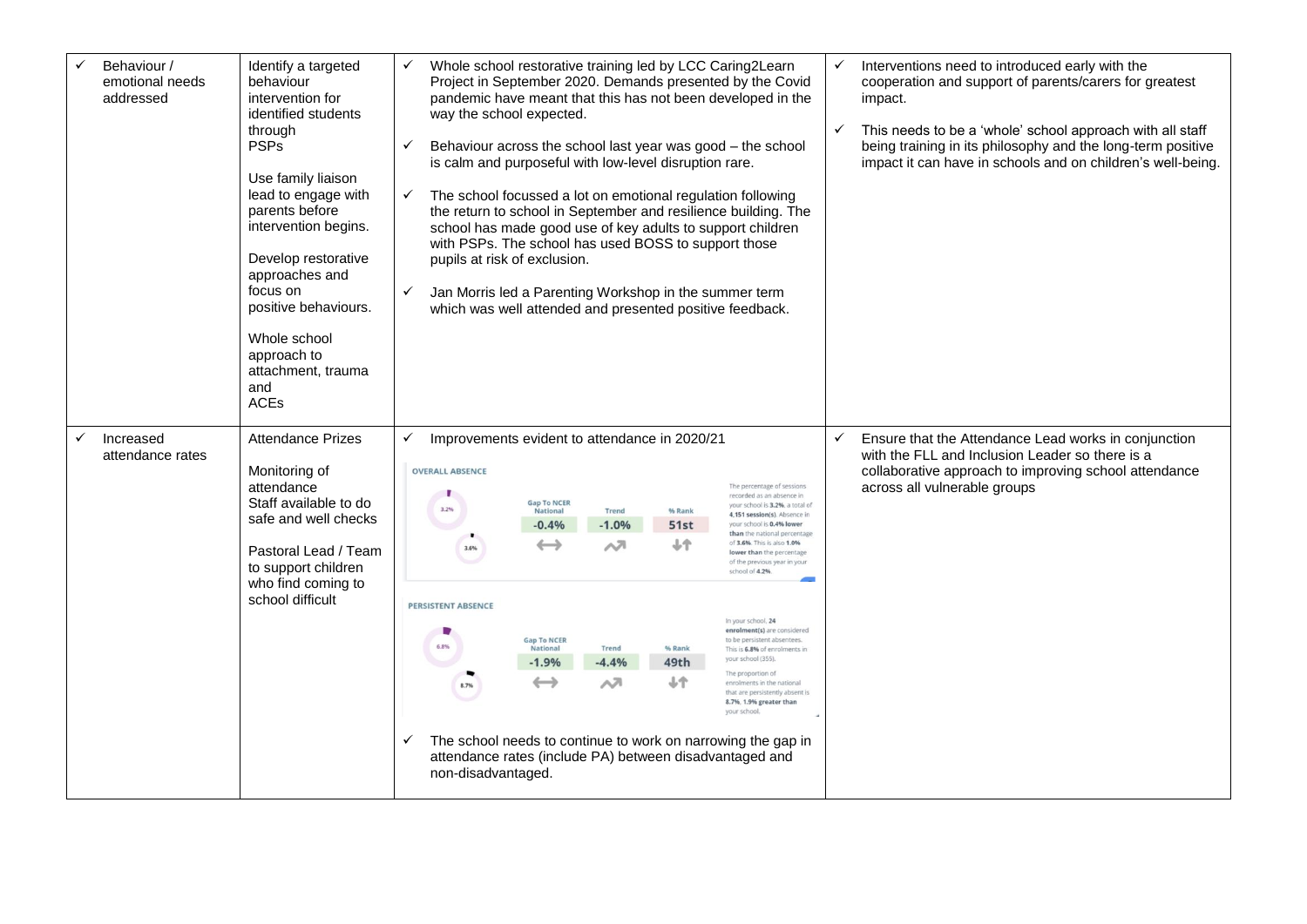| | | | |
|---|---|---|---|
| ✓ Behaviour / emotional needs addressed | Identify a targeted behaviour intervention for identified students through PSPs<br><br>Use family liaison lead to engage with parents before intervention begins.<br><br>Develop restorative approaches and focus on positive behaviours.<br><br>Whole school approach to attachment, trauma and ACEs | ✓ Whole school restorative training led by LCC Caring2Learn Project in September 2020. Demands presented by the Covid pandemic have meant that this has not been developed in the way the school expected.<br><br>✓ Behaviour across the school last year was good – the school is calm and purposeful with low-level disruption rare.<br><br>✓ The school focussed a lot on emotional regulation following the return to school in September and resilience building. The school has made good use of key adults to support children with PSPs. The school has used BOSS to support those pupils at risk of exclusion.<br><br>✓ Jan Morris led a Parenting Workshop in the summer term which was well attended and presented positive feedback. | ✓ Interventions need to introduced early with the cooperation and support of parents/carers for greatest impact.<br><br>✓ This needs to be a 'whole' school approach with all staff being training in its philosophy and the long-term positive impact it can have in schools and on children's well-being. |
| ✓ Increased attendance rates | Attendance Prizes<br><br>Monitoring of attendance<br>Staff available to do safe and well checks<br><br>Pastoral Lead / Team to support children who find coming to school difficult | ✓ Improvements evident to attendance in 2020/21<br><br>**OVERALL ABSENCE**<br>3.2% / 3.6%<br>Gap To NCER National: -0.4% · Trend: -1.0% · % Rank: 51st<br>The percentage of sessions recorded as an absence in your school is 3.2%, a total of 4,151 session(s). Absence in your school is 0.4% lower than the national percentage of 3.6%. This is also 1.0% lower than the percentage of the previous year in your school of 4.2%.<br><br>**PERSISTENT ABSENCE**<br>6.8% / 8.7%<br>Gap To NCER National: -1.9% · Trend: -4.4% · % Rank: 49th<br>In your school, 24 enrolment(s) are considered to be persistent absentees. This is 6.8% of enrolments in your school (355). The proportion of enrolments in the national that are persistently absent is 8.7%, 1.9% greater than your school.<br><br>✓ The school needs to continue to work on narrowing the gap in attendance rates (include PA) between disadvantaged and non-disadvantaged. | ✓ Ensure that the Attendance Lead works in conjunction with the FLL and Inclusion Leader so there is a collaborative approach to improving school attendance across all vulnerable groups |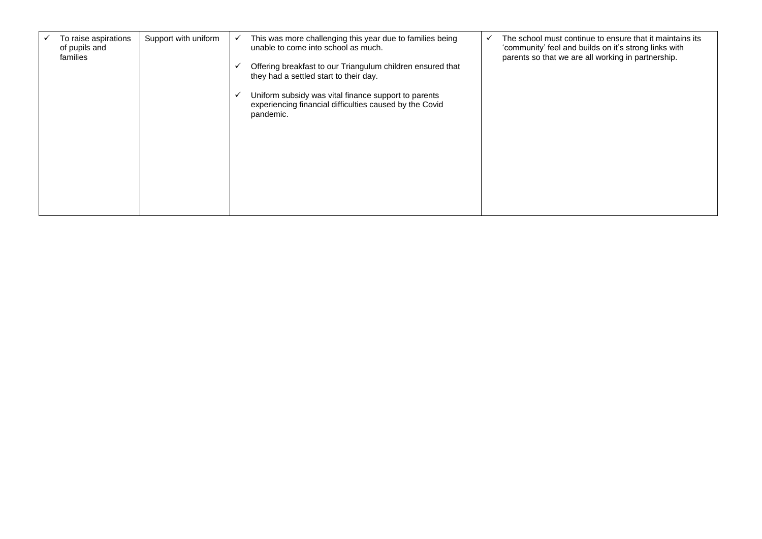| | | | |
|---|---|---|---|
| ✓ To raise aspirations of pupils and families | Support with uniform | ✓ This was more challenging this year due to families being unable to come into school as much.<br><br>✓ Offering breakfast to our Triangulum children ensured that they had a settled start to their day.<br><br>✓ Uniform subsidy was vital finance support to parents experiencing financial difficulties caused by the Covid pandemic. | ✓ The school must continue to ensure that it maintains its 'community' feel and builds on it's strong links with parents so that we are all working in partnership. |